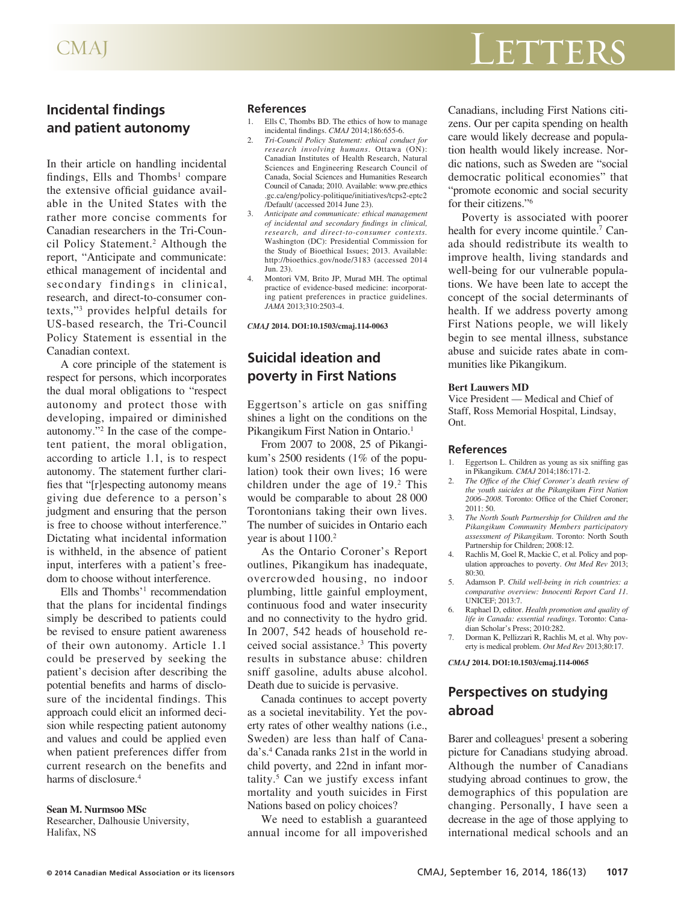# Letters

## Incidental findings and patient autonomy

In their article on handling incidental findings, Ells and Thombs[1] compare the extensive official guidance available in the United States with the rather more concise comments for Canadian researchers in the Tri-Council Policy Statement.[2] Although the report, "Anticipate and communicate: ethical management of incidental and secondary findings in clinical, research, and direct-to-consumer contexts,"[3] provides helpful details for US-based research, the Tri-Council Policy Statement is essential in the Canadian context.

A core principle of the statement is respect for persons, which incorporates the dual moral obligations to "respect autonomy and protect those with developing, impaired or diminished autonomy."[2] In the case of the competent patient, the moral obligation, according to article 1.1, is to respect autonomy. The statement further clarifies that "[r]especting autonomy means giving due deference to a person's judgment and ensuring that the person is free to choose without interference." Dictating what incidental information is withheld, in the absence of patient input, interferes with a patient's freedom to choose without interference.

Ells and Thombs'[1] recommendation that the plans for incidental findings simply be described to patients could be revised to ensure patient awareness of their own autonomy. Article 1.1 could be preserved by seeking the patient's decision after describing the potential benefits and harms of disclosure of the incidental findings. This approach could elicit an informed decision while respecting patient autonomy and values and could be applied even when patient preferences differ from current research on the benefits and harms of disclosure.[4]

**Sean M. Nurmsoo MSc**
Researcher, Dalhousie University, Halifax, NS

### References

1. Ells C, Thombs BD. The ethics of how to manage incidental findings. *CMAJ* 2014;186:655-6.
2. *Tri-Council Policy Statement: ethical conduct for research involving humans*. Ottawa (ON): Canadian Institutes of Health Research, Natural Sciences and Engineering Research Council of Canada, Social Sciences and Humanities Research Council of Canada; 2010. Available: www.pre.ethics.gc.ca/eng/policy-politique/initiatives/tcps2-eptc2/Default/ (accessed 2014 June 23).
3. *Anticipate and communicate: ethical management of incidental and secondary findings in clinical, research, and direct-to-consumer contexts*. Washington (DC): Presidential Commission for the Study of Bioethical Issues; 2013. Available: http://bioethics.gov/node/3183 (accessed 2014 Jun. 23).
4. Montori VM, Brito JP, Murad MH. The optimal practice of evidence-based medicine: incorporating patient preferences in practice guidelines. *JAMA* 2013;310:2503-4.

***CMAJ* 2014. DOI:10.1503/cmaj.114-0063**

## Suicidal ideation and poverty in First Nations

Eggertson's article on gas sniffing shines a light on the conditions on the Pikangikum First Nation in Ontario.[1]

From 2007 to 2008, 25 of Pikangikum's 2500 residents (1% of the population) took their own lives; 16 were children under the age of 19.[2] This would be comparable to about 28 000 Torontonians taking their own lives. The number of suicides in Ontario each year is about 1100.[2]

As the Ontario Coroner's Report outlines, Pikangikum has inadequate, overcrowded housing, no indoor plumbing, little gainful employment, continuous food and water insecurity and no connectivity to the hydro grid. In 2007, 542 heads of household received social assistance.[3] This poverty results in substance abuse: children sniff gasoline, adults abuse alcohol. Death due to suicide is pervasive.

Canada continues to accept poverty as a societal inevitability. Yet the poverty rates of other wealthy nations (i.e., Sweden) are less than half of Canada's.[4] Canada ranks 21st in the world in child poverty, and 22nd in infant mortality.[5] Can we justify excess infant mortality and youth suicides in First Nations based on policy choices?

We need to establish a guaranteed annual income for all impoverished Canadians, including First Nations citizens. Our per capita spending on health care would likely decrease and population health would likely increase. Nordic nations, such as Sweden are "social democratic political economies" that "promote economic and social security for their citizens."[6]

Poverty is associated with poorer health for every income quintile.[7] Canada should redistribute its wealth to improve health, living standards and well-being for our vulnerable populations. We have been late to accept the concept of the social determinants of health. If we address poverty among First Nations people, we will likely begin to see mental illness, substance abuse and suicide rates abate in communities like Pikangikum.

**Bert Lauwers MD**
Vice President — Medical and Chief of Staff, Ross Memorial Hospital, Lindsay, Ont.

### References

1. Eggertson L. Children as young as six sniffing gas in Pikangikum. *CMAJ* 2014;186:171-2.
2. *The Office of the Chief Coroner's death review of the youth suicides at the Pikangikum First Nation 2006–2008*. Toronto: Office of the Chief Coroner; 2011: 50.
3. *The North South Partnership for Children and the Pikangikum Community Members participatory assessment of Pikangikum*. Toronto: North South Partnership for Children; 2008:12.
4. Rachlis M, Goel R, Mackie C, et al. Policy and population approaches to poverty. *Ont Med Rev* 2013; 80:30.
5. Adamson P. *Child well-being in rich countries: a comparative overview: Innocenti Report Card 11*. UNICEF; 2013:7.
6. Raphael D, editor. *Health promotion and quality of life in Canada: essential readings*. Toronto: Canadian Scholar's Press; 2010:282.
7. Dorman K, Pellizzari R, Rachlis M, et al. Why poverty is medical problem. *Ont Med Rev* 2013;80:17.

***CMAJ* 2014. DOI:10.1503/cmaj.114-0065**

## Perspectives on studying abroad

Barer and colleagues[1] present a sobering picture for Canadians studying abroad. Although the number of Canadians studying abroad continues to grow, the demographics of this population are changing. Personally, I have seen a decrease in the age of those applying to international medical schools and an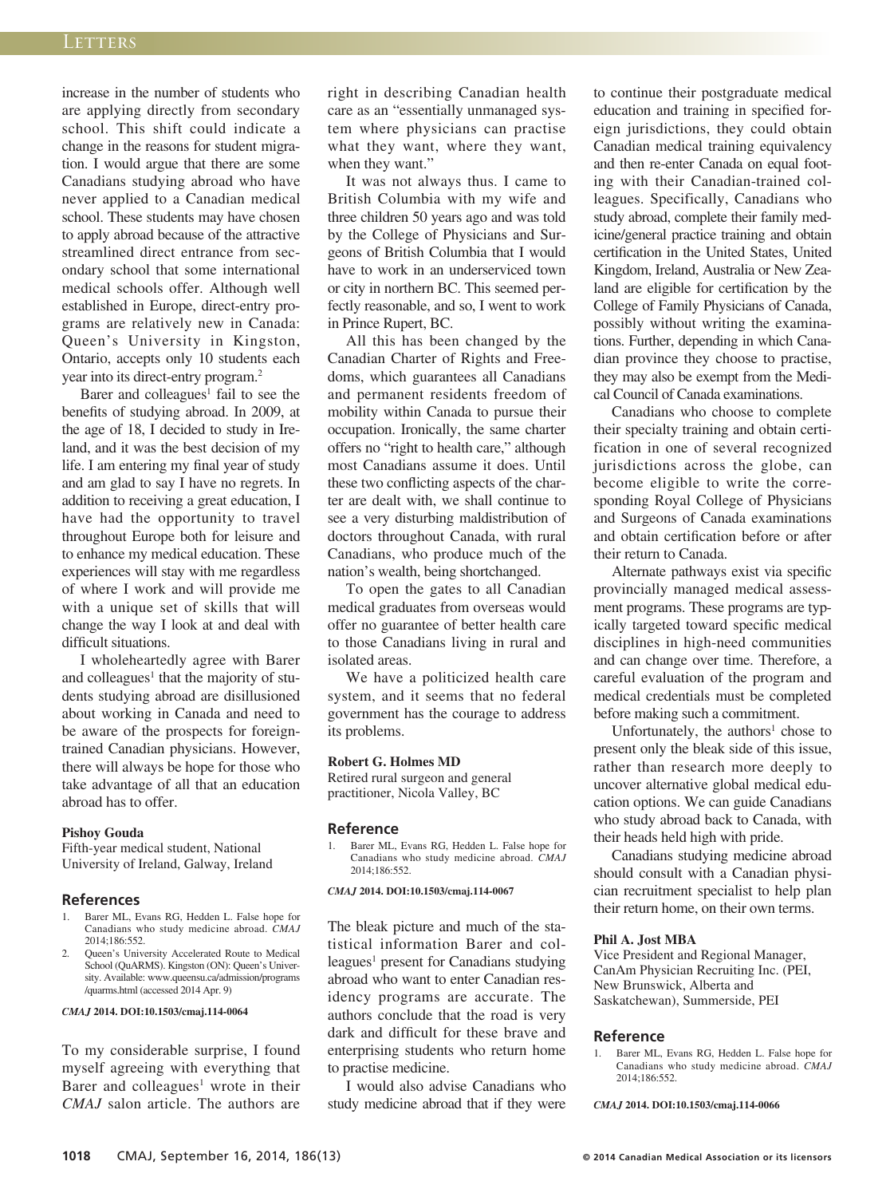increase in the number of students who are applying directly from secondary school. This shift could indicate a change in the reasons for student migration. I would argue that there are some Canadians studying abroad who have never applied to a Canadian medical school. These students may have chosen to apply abroad because of the attractive streamlined direct entrance from secondary school that some international medical schools offer. Although well established in Europe, direct-entry programs are relatively new in Canada: Queen's University in Kingston, Ontario, accepts only 10 students each year into its direct-entry program.[2]

Barer and colleagues[1] fail to see the benefits of studying abroad. In 2009, at the age of 18, I decided to study in Ireland, and it was the best decision of my life. I am entering my final year of study and am glad to say I have no regrets. In addition to receiving a great education, I have had the opportunity to travel throughout Europe both for leisure and to enhance my medical education. These experiences will stay with me regardless of where I work and will provide me with a unique set of skills that will change the way I look at and deal with difficult situations.

I wholeheartedly agree with Barer and colleagues[1] that the majority of students studying abroad are disillusioned about working in Canada and need to be aware of the prospects for foreign-trained Canadian physicians. However, there will always be hope for those who take advantage of all that an education abroad has to offer.

**Pishoy Gouda**
Fifth-year medical student, National University of Ireland, Galway, Ireland

## References

1. Barer ML, Evans RG, Hedden L. False hope for Canadians who study medicine abroad. *CMAJ* 2014;186:552.
2. Queen's University Accelerated Route to Medical School (QuARMS). Kingston (ON): Queen's University. Available: www.queensu.ca/admission/programs/quarms.html (accessed 2014 Apr. 9)

***CMAJ* 2014. DOI:10.1503/cmaj.114-0064**

To my considerable surprise, I found myself agreeing with everything that Barer and colleagues[1] wrote in their *CMAJ* salon article. The authors are right in describing Canadian health care as an "essentially unmanaged system where physicians can practise what they want, where they want, when they want."

It was not always thus. I came to British Columbia with my wife and three children 50 years ago and was told by the College of Physicians and Surgeons of British Columbia that I would have to work in an underserviced town or city in northern BC. This seemed perfectly reasonable, and so, I went to work in Prince Rupert, BC.

All this has been changed by the Canadian Charter of Rights and Freedoms, which guarantees all Canadians and permanent residents freedom of mobility within Canada to pursue their occupation. Ironically, the same charter offers no "right to health care," although most Canadians assume it does. Until these two conflicting aspects of the charter are dealt with, we shall continue to see a very disturbing maldistribution of doctors throughout Canada, with rural Canadians, who produce much of the nation's wealth, being shortchanged.

To open the gates to all Canadian medical graduates from overseas would offer no guarantee of better health care to those Canadians living in rural and isolated areas.

We have a politicized health care system, and it seems that no federal government has the courage to address its problems.

**Robert G. Holmes MD**
Retired rural surgeon and general practitioner, Nicola Valley, BC

## Reference

1. Barer ML, Evans RG, Hedden L. False hope for Canadians who study medicine abroad. *CMAJ* 2014;186:552.

***CMAJ* 2014. DOI:10.1503/cmaj.114-0067**

The bleak picture and much of the statistical information Barer and colleagues[1] present for Canadians studying abroad who want to enter Canadian residency programs are accurate. The authors conclude that the road is very dark and difficult for these brave and enterprising students who return home to practise medicine.

I would also advise Canadians who study medicine abroad that if they were to continue their postgraduate medical education and training in specified foreign jurisdictions, they could obtain Canadian medical training equivalency and then re-enter Canada on equal footing with their Canadian-trained colleagues. Specifically, Canadians who study abroad, complete their family medicine/general practice training and obtain certification in the United States, United Kingdom, Ireland, Australia or New Zealand are eligible for certification by the College of Family Physicians of Canada, possibly without writing the examinations. Further, depending in which Canadian province they choose to practise, they may also be exempt from the Medical Council of Canada examinations.

Canadians who choose to complete their specialty training and obtain certification in one of several recognized jurisdictions across the globe, can become eligible to write the corresponding Royal College of Physicians and Surgeons of Canada examinations and obtain certification before or after their return to Canada.

Alternate pathways exist via specific provincially managed medical assessment programs. These programs are typically targeted toward specific medical disciplines in high-need communities and can change over time. Therefore, a careful evaluation of the program and medical credentials must be completed before making such a commitment.

Unfortunately, the authors[1] chose to present only the bleak side of this issue, rather than research more deeply to uncover alternative global medical education options. We can guide Canadians who study abroad back to Canada, with their heads held high with pride.

Canadians studying medicine abroad should consult with a Canadian physician recruitment specialist to help plan their return home, on their own terms.

**Phil A. Jost MBA**
Vice President and Regional Manager, CanAm Physician Recruiting Inc. (PEI, New Brunswick, Alberta and Saskatchewan), Summerside, PEI

## Reference

1. Barer ML, Evans RG, Hedden L. False hope for Canadians who study medicine abroad. *CMAJ* 2014;186:552.

***CMAJ* 2014. DOI:10.1503/cmaj.114-0066**